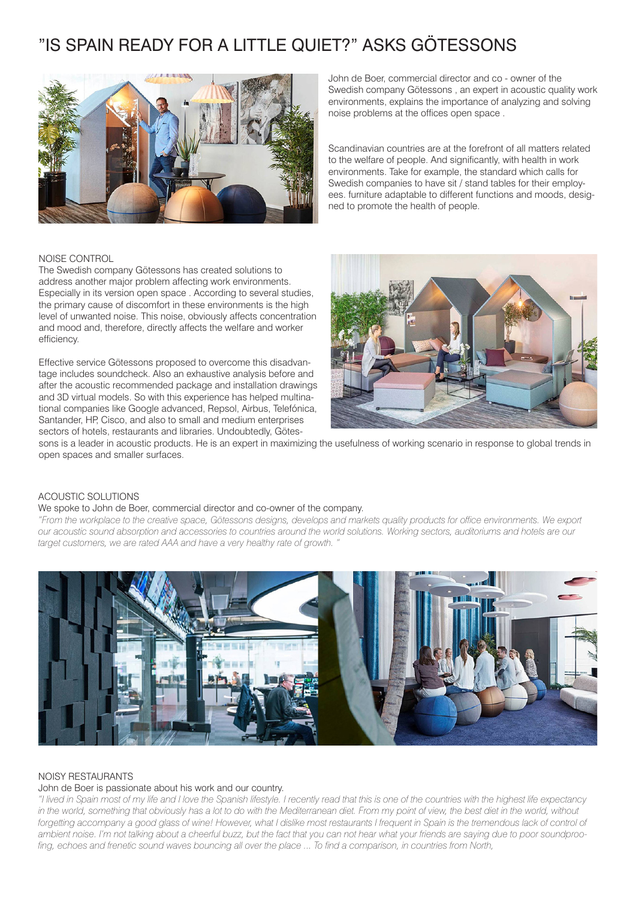# "IS SPAIN READY FOR A LITTLE QUIET?" ASKS GÖTESSONS

John de Boer, commercial director and co - owner of the Swedish company Götessons , an expert in acoustic quality work environments, explains the importance of analyzing and solving noise problems at the offices open space .

Scandinavian countries are at the forefront of all matters related to the welfare of people. And significantly, with health in work environments. Take for example, the standard which calls for Swedish companies to have sit / stand tables for their employees. furniture adaptable to different functions and moods, designed to promote the health of people.

## NOISE CONTROL

The Swedish company Götessons has created solutions to address another major problem affecting work environments. Especially in its version open space . According to several studies, the primary cause of discomfort in these environments is the high level of unwanted noise. This noise, obviously affects concentration and mood and, therefore, directly affects the welfare and worker efficiency.

Effective service Götessons proposed to overcome this disadvantage includes soundcheck. Also an exhaustive analysis before and after the acoustic recommended package and installation drawings and 3D virtual models. So with this experience has helped multinational companies like Google advanced, Repsol, Airbus, Telefónica, Santander, HP, Cisco, and also to small and medium enterprises sectors of hotels, restaurants and libraries. Undoubtedly, Götessons is a leader in acoustic products. He is an expert in maximizing the usefulness of working scenario in response to global trends in open spaces and smaller surfaces.

## ACOUSTIC SOLUTIONS

We spoke to John de Boer, commercial director and co-owner of the company.

*"From the workplace to the creative space, Götessons designs, develops and markets quality products for office environments. We export our acoustic sound absorption and accessories to countries around the world solutions. Working sectors, auditoriums and hotels are our target customers, we are rated AAA and have a very healthy rate of growth. "*

## NOISY RESTAURANTS

John de Boer is passionate about his work and our country.

*"I lived in Spain most of my life and I love the Spanish lifestyle. I recently read that this is one of the countries with the highest life expectancy in the world, something that obviously has a lot to do with the Mediterranean diet. From my point of view, the best diet in the world, without forgetting accompany a good glass of wine! However, what I dislike most restaurants I frequent in Spain is the tremendous lack of control of ambient noise. I'm not talking about a cheerful buzz, but the fact that you can not hear what your friends are saying due to poor soundproofing, echoes and frenetic sound waves bouncing all over the place ... To find a comparison, in countries from North,*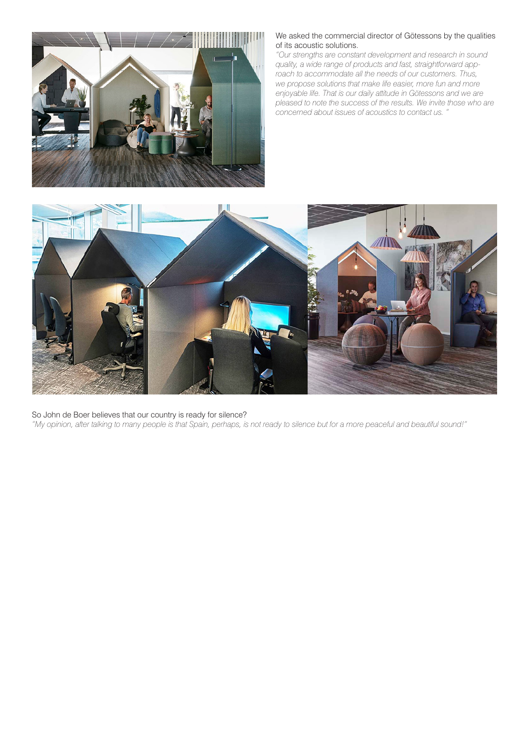We asked the commercial director of Götessons by the qualities of its acoustic solutions.

*"Our strengths are constant development and research in sound quality, a wide range of products and fast, straightforward approach to accommodate all the needs of our customers. Thus, we propose solutions that make life easier, more fun and more enjoyable life. That is our daily attitude in Götessons and we are pleased to note the success of the results. We invite those who are concerned about issues of acoustics to contact us. "*

So John de Boer believes that our country is ready for silence?

*"My opinion, after talking to many people is that Spain, perhaps, is not ready to silence but for a more peaceful and beautiful sound!"*